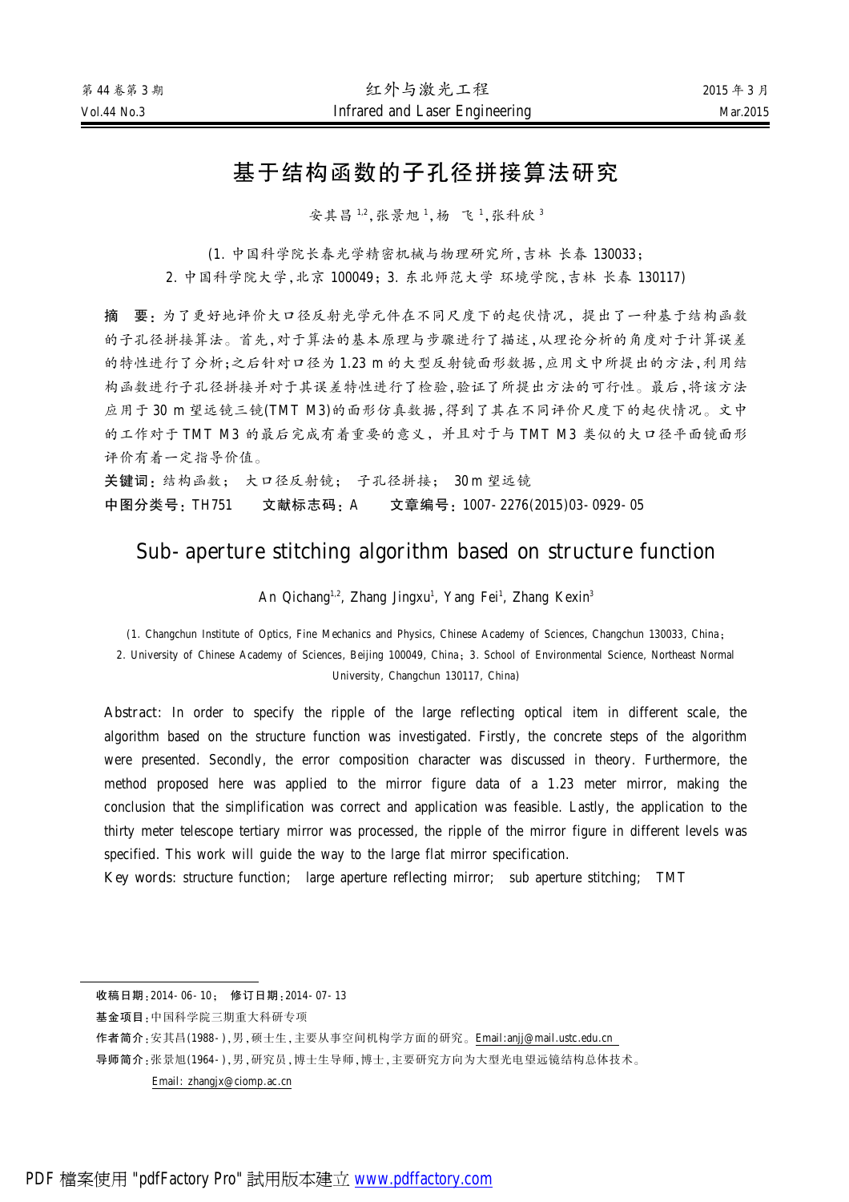# 基于结构函数的子孔径拼接算法研究

安其昌[1,2],张景旭[1],杨　飞[1],张科欣[3]

(1. 中国科学院长春光学精密机械与物理研究所,吉林 长春 130033;
2. 中国科学院大学,北京 100049;3. 东北师范大学 环境学院,吉林 长春 130117)

**摘　要**:为了更好地评价大口径反射光学元件在不同尺度下的起伏情况,提出了一种基于结构函数的子孔径拼接算法。首先,对于算法的基本原理与步骤进行了描述,从理论分析的角度对于计算误差的特性进行了分析;之后针对口径为 1.23 m 的大型反射镜面形数据,应用文中所提出的方法,利用结构函数进行子孔径拼接并对于其误差特性进行了检验,验证了所提出方法的可行性。最后,将该方法应用于 30 m 望远镜三镜(TMT M3)的面形仿真数据,得到了其在不同评价尺度下的起伏情况。文中的工作对于 TMT M3 的最后完成有着重要的意义,并且对于与 TMT M3 类似的大口径平面镜面形评价有着一定指导价值。

**关键词**:结构函数;　大口径反射镜;　子孔径拼接;　30 m 望远镜

**中图分类号**:TH751　　**文献标志码**:A　　**文章编号**:1007-2276(2015)03-0929-05

# Sub-aperture stitching algorithm based on structure function

An Qichang[1,2], Zhang Jingxu[1], Yang Fei[1], Zhang Kexin[3]

(1. Changchun Institute of Optics, Fine Mechanics and Physics, Chinese Academy of Sciences, Changchun 130033, China;
2. University of Chinese Academy of Sciences, Beijing 100049, China; 3. School of Environmental Science, Northeast Normal University, Changchun 130117, China)

**Abstract**: In order to specify the ripple of the large reflecting optical item in different scale, the algorithm based on the structure function was investigated. Firstly, the concrete steps of the algorithm were presented. Secondly, the error composition character was discussed in theory. Furthermore, the method proposed here was applied to the mirror figure data of a 1.23 meter mirror, making the conclusion that the simplification was correct and application was feasible. Lastly, the application to the thirty meter telescope tertiary mirror was processed, the ripple of the mirror figure in different levels was specified. This work will guide the way to the large flat mirror specification.

**Key words**: structure function;　large aperture reflecting mirror;　sub aperture stitching;　TMT

---

**收稿日期**:2014-06-10;　**修订日期**:2014-07-13

**基金项目**:中国科学院三期重大科研专项

**作者简介**:安其昌(1988-),男,硕士生,主要从事空间机构学方面的研究。Email:anjj@mail.ustc.edu.cn

**导师简介**:张景旭(1964-),男,研究员,博士生导师,博士,主要研究方向为大型光电望远镜结构总体技术。Email: zhangjx@ciomp.ac.cn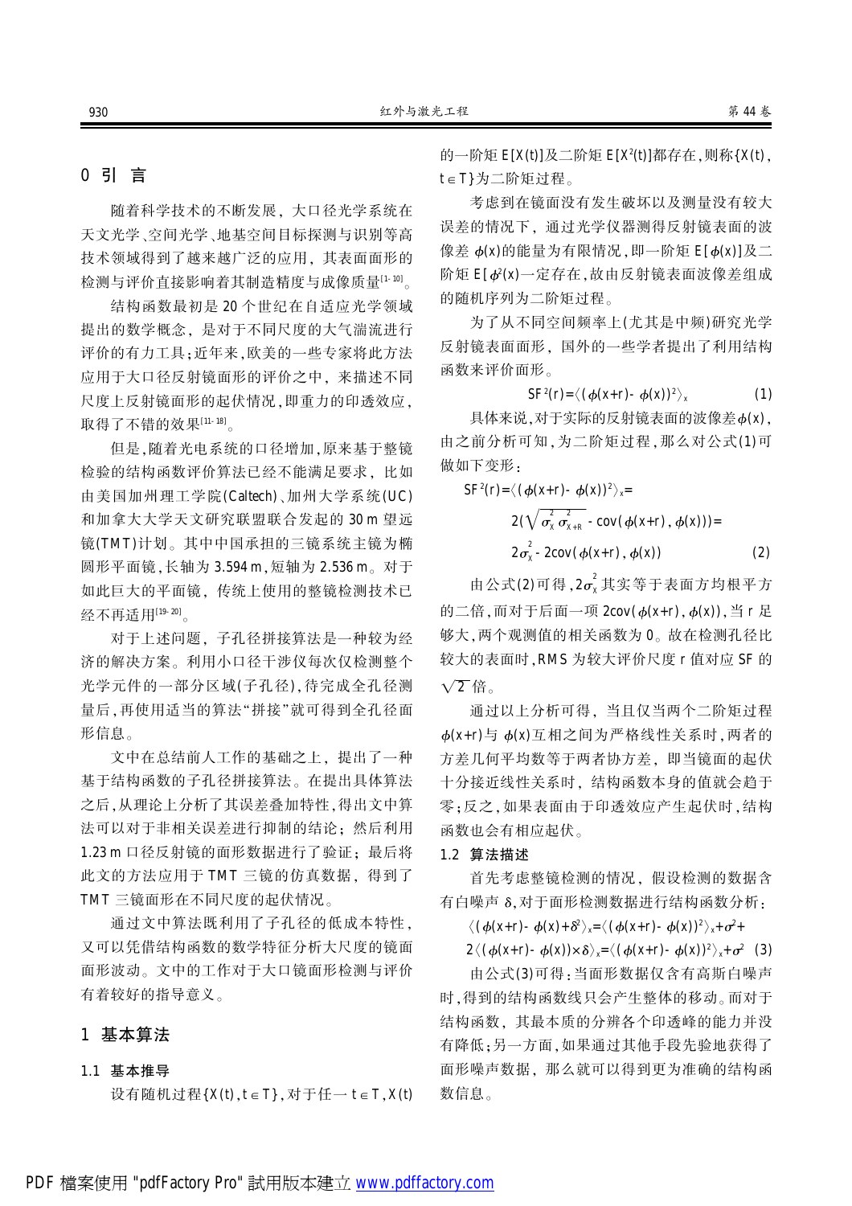## 0 引 言

随着科学技术的不断发展，大口径光学系统在天文光学、空间光学、地基空间目标探测与识别等高技术领域得到了越来越广泛的应用，其表面面形的检测与评价直接影响着其制造精度与成像质量[1-10]。

结构函数最初是 20 个世纪在自适应光学领域提出的数学概念，是对于不同尺度的大气湍流进行评价的有力工具；近年来，欧美的一些专家将此方法应用于大口径反射镜面形的评价之中，来描述不同尺度上反射镜面形的起伏情况，即重力的印透效应，取得了不错的效果[11-18]。

但是，随着光电系统的口径增加，原来基于整镜检验的结构函数评价算法已经不能满足要求，比如由美国加州理工学院(Caltech)、加州大学系统(UC)和加拿大大学天文研究联盟联合发起的 30 m 望远镜(TMT)计划。其中中国承担的三镜系统主镜为椭圆形平面镜，长轴为 3.594 m，短轴为 2.536 m。对于如此巨大的平面镜，传统上使用的整镜检测技术已经不再适用[19-20]。

对于上述问题，子孔径拼接算法是一种较为经济的解决方案。利用小口径干涉仪每次仅检测整个光学元件的一部分区域(子孔径)，待完成全孔径测量后，再使用适当的算法"拼接"就可得到全孔径面形信息。

文中在总结前人工作的基础之上，提出了一种基于结构函数的子孔径拼接算法。在提出具体算法之后，从理论上分析了其误差叠加特性，得出文中算法可以对于非相关误差进行抑制的结论；然后利用 1.23 m 口径反射镜的面形数据进行了验证；最后将此文的方法应用于 TMT 三镜的仿真数据，得到了 TMT 三镜面形在不同尺度的起伏情况。

通过文中算法既利用了子孔径的低成本特性，又可以凭借结构函数的数学特征分析大尺度的镜面面形波动。文中的工作对于大口镜面形检测与评价有着较好的指导意义。

## 1 基本算法

### 1.1 基本推导

设有随机过程$\{X(t), t\in T\}$，对于任一$t\in T$，$X(t)$的一阶矩 $E[X(t)]$及二阶矩 $E[X^2(t)]$都存在，则称$\{X(t), t\in T\}$为二阶矩过程。

考虑到在镜面没有发生破坏以及测量没有较大误差的情况下，通过光学仪器测得反射镜表面的波像差 $\phi(x)$的能量为有限情况，即一阶矩 $E[\phi(x)]$及二阶矩 $E[\phi^2(x)]$一定存在，故由反射镜表面波像差组成的随机序列为二阶矩过程。

为了从不同空间频率上(尤其是中频)研究光学反射镜表面面形，国外的一些学者提出了利用结构函数来评价面形。

$$SF^2(r)=\langle(\phi(x+r)-\phi(x))^2\rangle_x \tag{1}$$

具体来说，对于实际的反射镜表面的波像差$\phi(x)$，由之前分析可知，为二阶矩过程，那么对公式(1)可做如下变形：

$$\begin{aligned}SF^2(r)&=\langle(\phi(x+r)-\phi(x))^2\rangle_x=\\&2\left(\sqrt{\sigma_x^2\sigma_{x+R}^2}-\mathrm{cov}(\phi(x+r),\phi(x))\right)=\\&2\sigma_x^2-2\mathrm{cov}(\phi(x+r),\phi(x))\end{aligned} \tag{2}$$

由公式(2)可得，$2\sigma_x^2$其实等于表面方均根平方的二倍，而对于后面一项 $2\mathrm{cov}(\phi(x+r),\phi(x))$，当 $r$ 足够大，两个观测值的相关函数为 0。故在检测孔径比较大的表面时，RMS 为较大评价尺度 $r$ 值对应 SF 的 $\sqrt{2}$ 倍。

通过以上分析可得，当且仅当两个二阶矩过程$\phi(x+r)$与 $\phi(x)$互相之间为严格线性关系时，两者的方差几何平均数等于两者协方差，即当镜面的起伏十分接近线性关系时，结构函数本身的值就会趋于零；反之，如果表面由于印透效应产生起伏时，结构函数也会有相应起伏。

### 1.2 算法描述

首先考虑整镜检测的情况，假设检测的数据含有白噪声 $\delta$，对于面形检测数据进行结构函数分析：

$$\begin{aligned}&\langle(\phi(x+r)-\phi(x)+\delta)^2\rangle_x=\langle(\phi(x+r)-\phi(x))^2\rangle_x+\sigma^2+\\&2\langle(\phi(x+r)-\phi(x))\times\delta\rangle_x=\langle(\phi(x+r)-\phi(x))^2\rangle_x+\sigma^2\end{aligned} \tag{3}$$

由公式(3)可得：当面形数据仅含有高斯白噪声时，得到的结构函数线只会产生整体的移动。而对于结构函数，其最本质的分辨各个印透峰的能力并没有降低；另一方面，如果通过其他手段先验地获得了面形噪声数据，那么就可以得到更为准确的结构函数信息。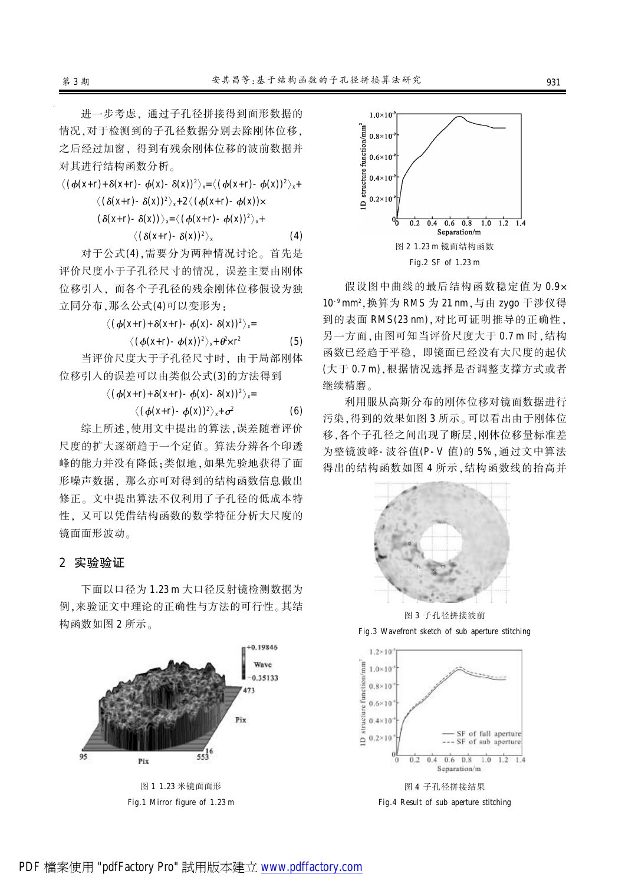进一步考虑，通过子孔径拼接得到面形数据的情况，对于检测到的子孔径数据分别去除刚体位移，之后经过加窗，得到有残余刚体位移的波前数据并对其进行结构函数分析。

$$\langle(\phi(x+r)+\delta(x+r)-\phi(x)-\delta(x))^2\rangle_x=\langle(\phi(x+r)-\phi(x))^2\rangle_x+\langle(\delta(x+r)-\delta(x))^2\rangle_x+2\langle(\phi(x+r)-\phi(x))\times(\delta(x+r)-\delta(x))\rangle_x=\langle(\phi(x+r)-\phi(x))^2\rangle_x+\langle(\delta(x+r)-\delta(x))^2\rangle_x \tag{4}$$

对于公式(4)，需要分为两种情况讨论。首先是评价尺度小于子孔径尺寸的情况，误差主要由刚体位移引入，而各个子孔径的残余刚体位移假设为独立同分布，那么公式(4)可以变形为：

$$\langle(\phi(x+r)+\delta(x+r)-\phi(x)-\delta(x))^2\rangle_x=\langle(\phi(x+r)-\phi(x))^2\rangle_x+\theta^2\times r^2 \tag{5}$$

当评价尺度大于子孔径尺寸时，由于局部刚体位移引入的误差可以由类似公式(3)的方法得到

$$\langle(\phi(x+r)+\delta(x+r)-\phi(x)-\delta(x))^2\rangle_x=\langle(\phi(x+r)-\phi(x))^2\rangle_x+\sigma^2 \tag{6}$$

综上所述，使用文中提出的算法，误差随着评价尺度的扩大逐渐趋于一个定值。算法分辨各个印透峰的能力并没有降低；类似地，如果先验地获得了面形噪声数据，那么亦可对得到的结构函数信息做出修正。文中提出算法不仅利用了子孔径的低成本特性，又可以凭借结构函数的数学特征分析大尺度的镜面面形波动。

## 2 实验验证

下面以口径为 1.23 m 大口径反射镜检测数据为例，来验证文中理论的正确性与方法的可行性。其结构函数如图 2 所示。

图 1 1.23 米镜面面形

Fig.1 Mirror figure of 1.23 m

图 2 1.23 m 镜面结构函数

Fig.2 SF of 1.23 m

假设图中曲线的最后结构函数稳定值为 $0.9\times10^{-9}\,\mathrm{mm}^2$，换算为 RMS 为 21 nm，与由 zygo 干涉仪得到的表面 RMS(23 nm)，对比可证明推导的正确性，另一方面，由图可知当评价尺度大于 0.7 m 时，结构函数已经趋于平稳，即镜面已经没有大尺度的起伏(大于 0.7 m)，根据情况选择是否调整支撑方式或者继续精磨。

利用服从高斯分布的刚体位移对镜面数据进行污染，得到的效果如图 3 所示。可以看出由于刚体位移，各个子孔径之间出现了断层，刚体位移量标准差为整镜波峰-波谷值(P-V 值)的 5%，通过文中算法得出的结构函数如图 4 所示，结构函数线的抬高并

图 3 子孔径拼接波前

Fig.3 Wavefront sketch of sub aperture stitching

图 4 子孔径拼接结果

Fig.4 Result of sub aperture stitching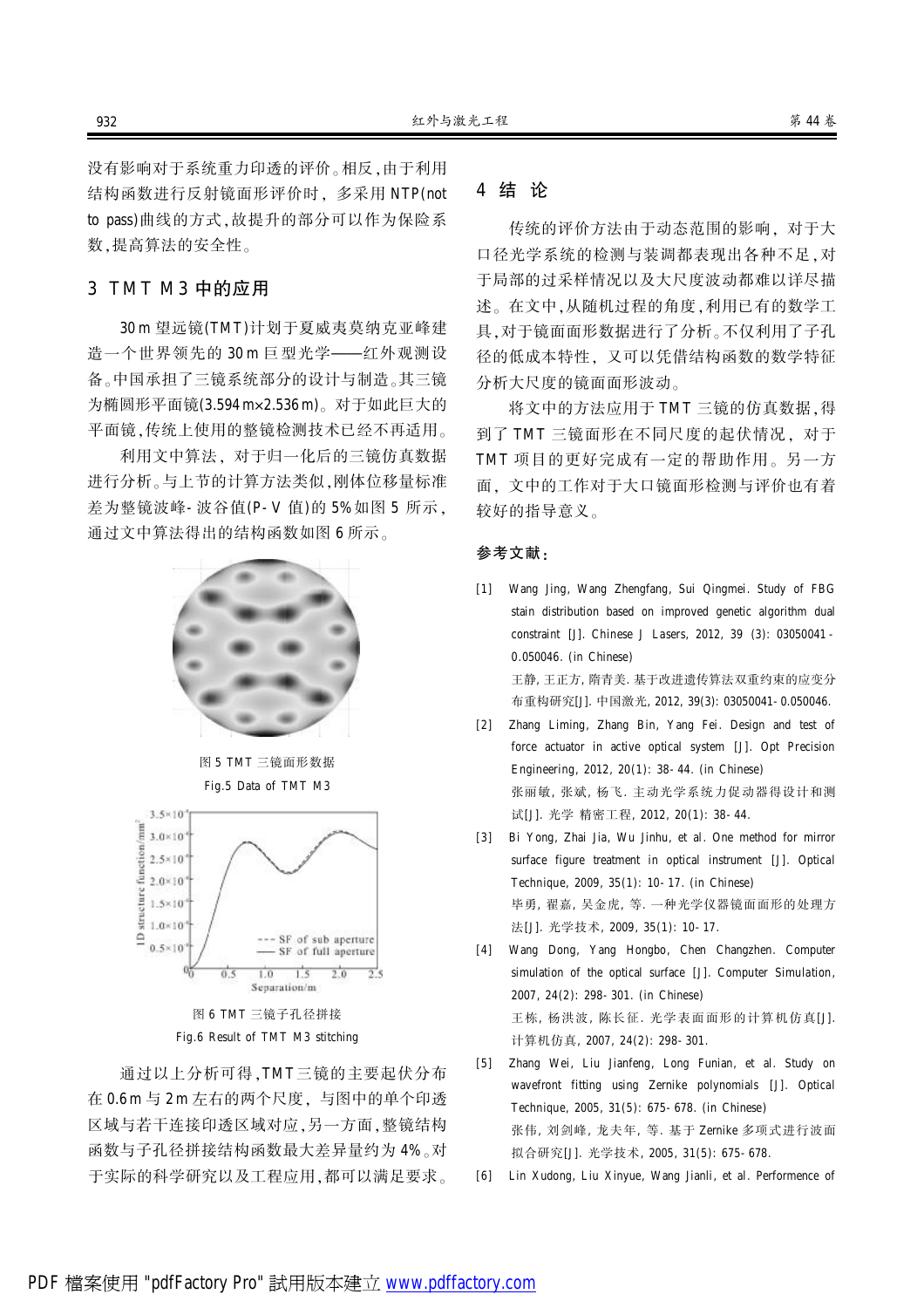没有影响对于系统重力印透的评价。相反,由于利用结构函数进行反射镜面形评价时, 多采用 NTP(not to pass)曲线的方式,故提升的部分可以作为保险系数,提高算法的安全性。

## 3 TMT M3 中的应用

30 m 望远镜(TMT)计划于夏威夷莫纳克亚峰建造一个世界领先的 30 m 巨型光学——红外观测设备。中国承担了三镜系统部分的设计与制造。其三镜为椭圆形平面镜(3.594 m×2.536 m)。对于如此巨大的平面镜,传统上使用的整镜检测技术已经不再适用。

利用文中算法, 对于归一化后的三镜仿真数据进行分析。与上节的计算方法类似,刚体位移量标准差为整镜波峰-波谷值(P-V 值)的 5%如图 5 所示,通过文中算法得出的结构函数如图 6 所示。

图 5 TMT 三镜面形数据

Fig.5 Data of TMT M3

图 6 TMT 三镜子孔径拼接

Fig.6 Result of TMT M3 stitching

通过以上分析可得,TMT三镜的主要起伏分布在 0.6 m 与 2 m 左右的两个尺度, 与图中的单个印透区域与若干连接印透区域对应,另一方面,整镜结构函数与子孔径拼接结构函数最大差异量约为 4%。对于实际的科学研究以及工程应用,都可以满足要求。

## 4 结 论

传统的评价方法由于动态范围的影响, 对于大口径光学系统的检测与装调都表现出各种不足,对于局部的过采样情况以及大尺度波动都难以详尽描述。在文中,从随机过程的角度,利用已有的数学工具,对于镜面面形数据进行了分析。不仅利用了子孔径的低成本特性, 又可以凭借结构函数的数学特征分析大尺度的镜面面形波动。

将文中的方法应用于 TMT 三镜的仿真数据,得到了 TMT 三镜面形在不同尺度的起伏情况, 对于 TMT 项目的更好完成有一定的帮助作用。另一方面, 文中的工作对于大口镜面形检测与评价也有着较好的指导意义。

**参考文献:**

[1] Wang Jing, Wang Zhengfang, Sui Qingmei. Study of FBG stain distribution based on improved genetic algorithm dual constraint [J]. Chinese J Lasers, 2012, 39 (3): 03050041-0.050046. (in Chinese)
王静, 王正方, 隋青美. 基于改进遗传算法双重约束的应变分布重构研究[J]. 中国激光, 2012, 39(3): 03050041-0.050046.

[2] Zhang Liming, Zhang Bin, Yang Fei. Design and test of force actuator in active optical system [J]. Opt Precision Engineering, 2012, 20(1): 38-44. (in Chinese)
张丽敏, 张斌, 杨飞. 主动光学系统力促动器得设计和测试[J]. 光学 精密工程, 2012, 20(1): 38-44.

[3] Bi Yong, Zhai Jia, Wu Jinhu, et al. One method for mirror surface figure treatment in optical instrument [J]. Optical Technique, 2009, 35(1): 10-17. (in Chinese)
毕勇, 翟嘉, 吴金虎, 等. 一种光学仪器镜面面形的处理方法[J]. 光学技术, 2009, 35(1): 10-17.

[4] Wang Dong, Yang Hongbo, Chen Changzhen. Computer simulation of the optical surface [J]. Computer Simulation, 2007, 24(2): 298-301. (in Chinese)
王栋, 杨洪波, 陈长征. 光学表面面形的计算机仿真[J]. 计算机仿真, 2007, 24(2): 298-301.

[5] Zhang Wei, Liu Jianfeng, Long Funian, et al. Study on wavefront fitting using Zernike polynomials [J]. Optical Technique, 2005, 31(5): 675-678. (in Chinese)
张伟, 刘剑峰, 龙夫年, 等. 基于 Zernike 多项式进行波面拟合研究[J]. 光学技术, 2005, 31(5): 675-678.

[6] Lin Xudong, Liu Xinyue, Wang Jianli, et al. Performance of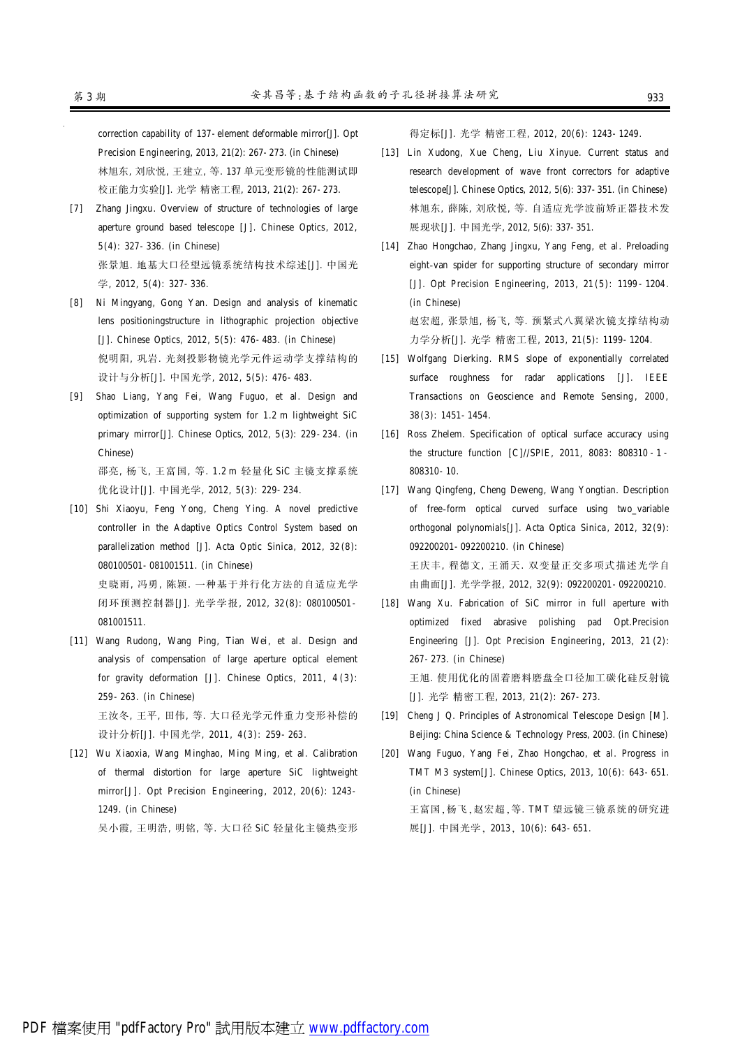correction capability of 137- element deformable mirror[J]. Opt Precision Engineering, 2013, 21(2): 267- 273. (in Chinese)
林旭东, 刘欣悦, 王建立, 等. 137 单元变形镜的性能测试即校正能力实验[J]. 光学 精密工程, 2013, 21(2): 267- 273.

[7] Zhang Jingxu. Overview of structure of technologies of large aperture ground based telescope [J]. Chinese Optics, 2012, 5(4): 327- 336. (in Chinese)
张景旭. 地基大口径望远镜系统结构技术综述[J]. 中国光学, 2012, 5(4): 327- 336.

[8] Ni Mingyang, Gong Yan. Design and analysis of kinematic lens positioningstructure in lithographic projection objective [J]. Chinese Optics, 2012, 5(5): 476- 483. (in Chinese)
倪明阳, 巩岩. 光刻投影物镜光学元件运动学支撑结构的设计与分析[J]. 中国光学, 2012, 5(5): 476- 483.

[9] Shao Liang, Yang Fei, Wang Fuguo, et al. Design and optimization of supporting system for 1.2 m lightweight SiC primary mirror[J]. Chinese Optics, 2012, 5(3): 229- 234. (in Chinese)
邵亮, 杨飞, 王富国, 等. 1.2 m 轻量化 SiC 主镜支撑系统优化设计[J]. 中国光学, 2012, 5(3): 229- 234.

[10] Shi Xiaoyu, Feng Yong, Cheng Ying. A novel predictive controller in the Adaptive Optics Control System based on parallelization method [J]. Acta Optic Sinica, 2012, 32(8): 080100501- 081001511. (in Chinese)
史晓雨, 冯勇, 陈颖. 一种基于并行化方法的自适应光学闭环预测控制器[J]. 光学学报, 2012, 32(8): 080100501- 081001511.

[11] Wang Rudong, Wang Ping, Tian Wei, et al. Design and analysis of compensation of large aperture optical element for gravity deformation [J]. Chinese Optics, 2011, 4(3): 259- 263. (in Chinese)
王汝冬, 王平, 田伟, 等. 大口径光学元件重力变形补偿的设计分析[J]. 中国光学, 2011, 4(3): 259- 263.

[12] Wu Xiaoxia, Wang Minghao, Ming Ming, et al. Calibration of thermal distortion for large aperture SiC lightweight mirror[J]. Opt Precision Engineering, 2012, 20(6): 1243- 1249. (in Chinese)
吴小霞, 王明浩, 明铭, 等. 大口径 SiC 轻量化主镜热变形得定标[J]. 光学 精密工程, 2012, 20(6): 1243- 1249.

[13] Lin Xudong, Xue Cheng, Liu Xinyue. Current status and research development of wave front correctors for adaptive telescope[J]. Chinese Optics, 2012, 5(6): 337- 351. (in Chinese)
林旭东, 薛陈, 刘欣悦, 等. 自适应光学波前矫正器技术发展现状[J]. 中国光学, 2012, 5(6): 337- 351.

[14] Zhao Hongchao, Zhang Jingxu, Yang Feng, et al. Preloading eight-van spider for supporting structure of secondary mirror [J]. Opt Precision Engineering, 2013, 21(5): 1199- 1204. (in Chinese)
赵宏超, 张景旭, 杨飞, 等. 预紧式八翼梁次镜支撑结构动力学分析[J]. 光学 精密工程, 2013, 21(5): 1199- 1204.

[15] Wolfgang Dierking. RMS slope of exponentially correlated surface roughness for radar applications [J]. IEEE Transactions on Geoscience and Remote Sensing, 2000, 38(3): 1451- 1454.

[16] Ross Zhelem. Specification of optical surface accuracy using the structure function [C]//SPIE, 2011, 8083: 808310 - 1 - 808310- 10.

[17] Wang Qingfeng, Cheng Deweng, Wang Yongtian. Description of free-form optical curved surface using two_variable orthogonal polynomials[J]. Acta Optica Sinica, 2012, 32(9): 092200201- 092200210. (in Chinese)
王庆丰, 程德文, 王涌天. 双变量正交多项式描述光学自由曲面[J]. 光学学报, 2012, 32(9): 092200201- 092200210.

[18] Wang Xu. Fabrication of SiC mirror in full aperture with optimized fixed abrasive polishing pad Opt.Precision Engineering [J]. Opt Precision Engineering, 2013, 21 (2): 267- 273. (in Chinese)
王旭. 使用优化的固着磨料磨盘全口径加工碳化硅反射镜[J]. 光学 精密工程, 2013, 21(2): 267- 273.

[19] Cheng J Q. Principles of Astronomical Telescope Design [M]. Beijing: China Science & Technology Press, 2003. (in Chinese)

[20] Wang Fuguo, Yang Fei, Zhao Hongchao, et al. Progress in TMT M3 system[J]. Chinese Optics, 2013, 10(6): 643- 651. (in Chinese)
王富国,杨飞,赵宏超,等. TMT 望远镜三镜系统的研究进展[J]. 中国光学、2013、10(6): 643- 651.